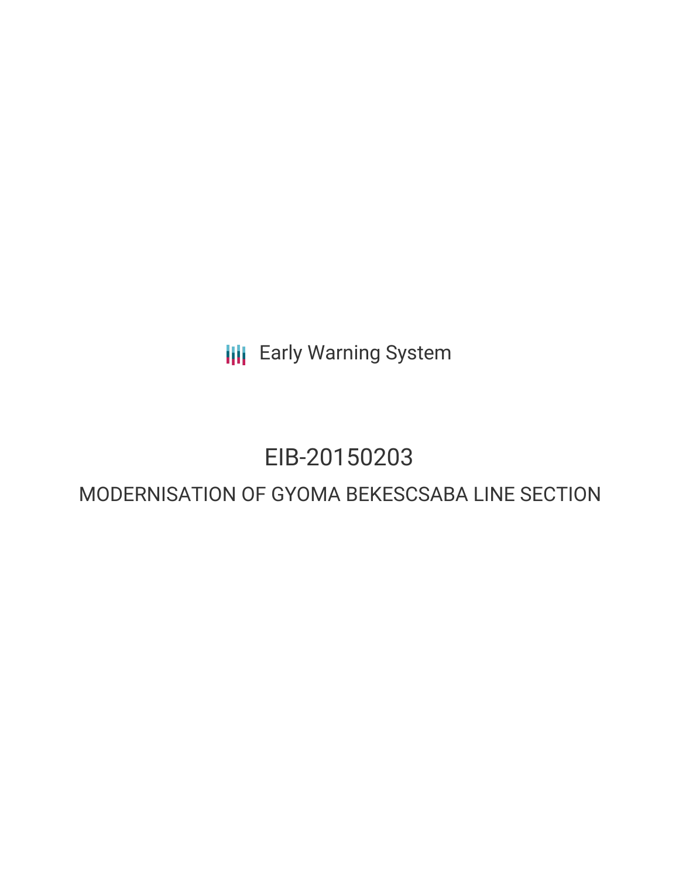Early Warning System

# EIB-20150203

## MODERNISATION OF GYOMA BEKESCSABA LINE SECTION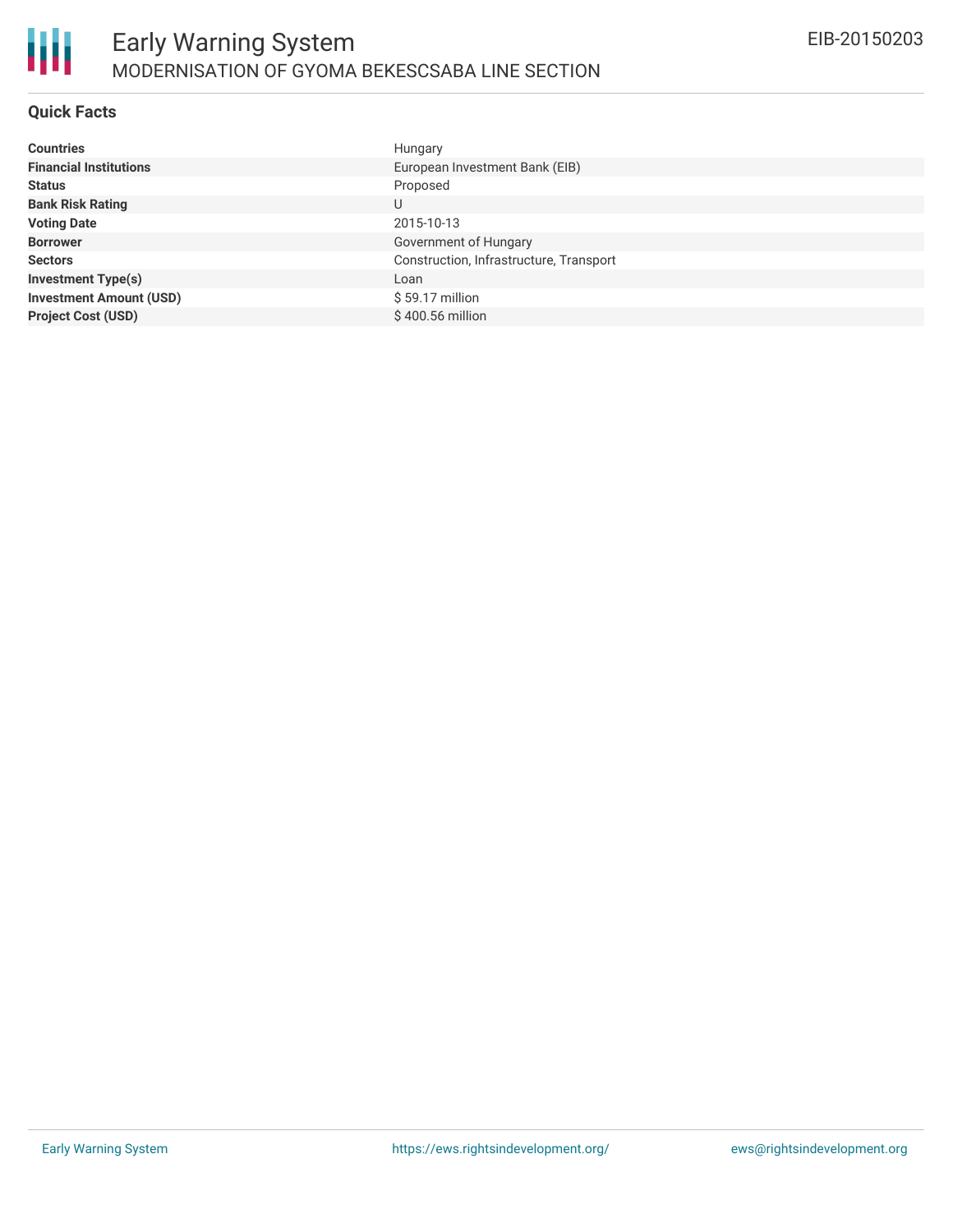# Early Warning System

## MODERNISATION OF GYOMA BEKESCSABA LINE SECTION

EIB-20150203

### Quick Facts

| | |
|---|---|
| **Countries** | Hungary |
| **Financial Institutions** | European Investment Bank (EIB) |
| **Status** | Proposed |
| **Bank Risk Rating** | U |
| **Voting Date** | 2015-10-13 |
| **Borrower** | Government of Hungary |
| **Sectors** | Construction, Infrastructure, Transport |
| **Investment Type(s)** | Loan |
| **Investment Amount (USD)** | $ 59.17 million |
| **Project Cost (USD)** | $ 400.56 million |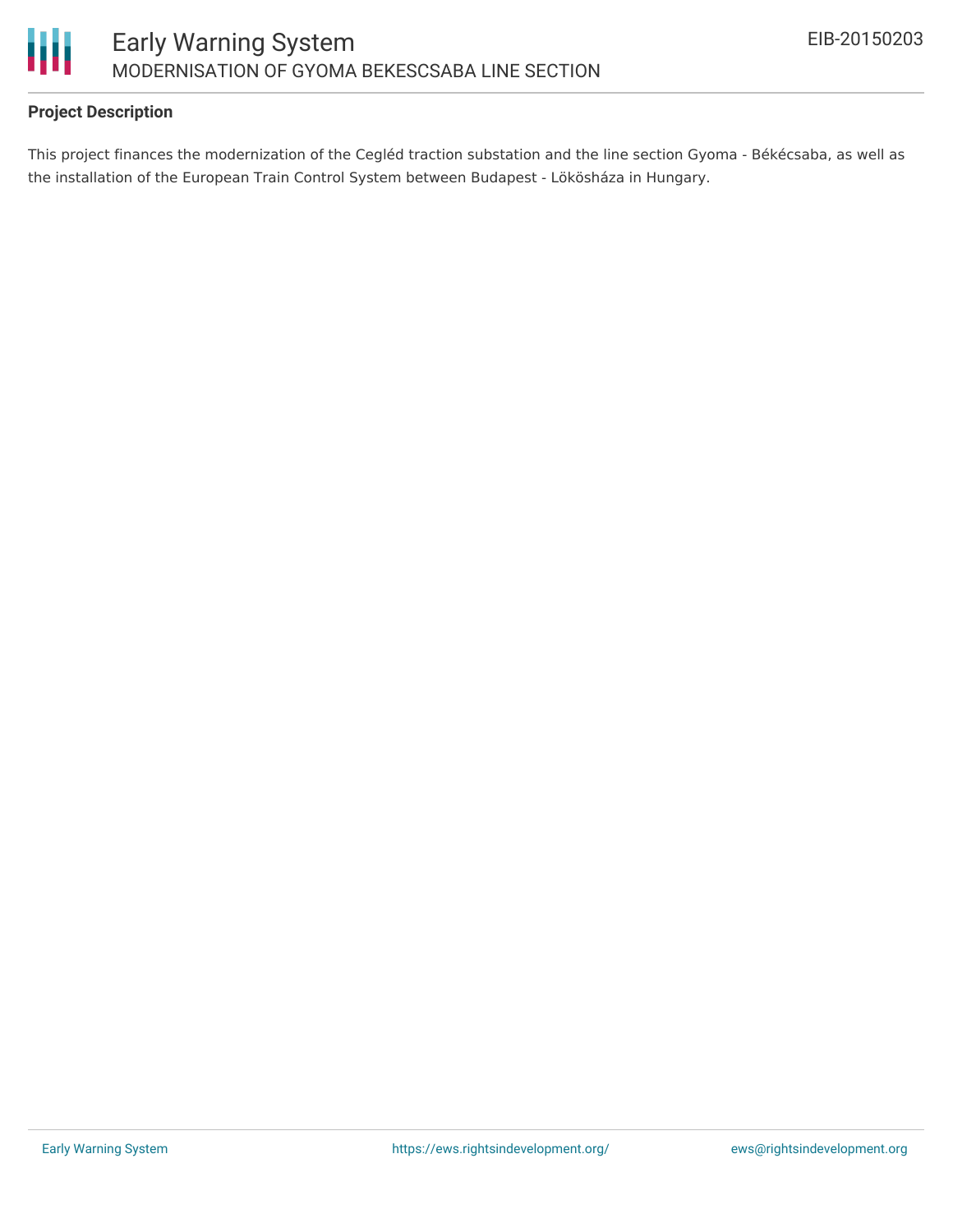## Project Description

This project finances the modernization of the Cegléd traction substation and the line section Gyoma - Békécsaba, as well as the installation of the European Train Control System between Budapest - Lökösháza in Hungary.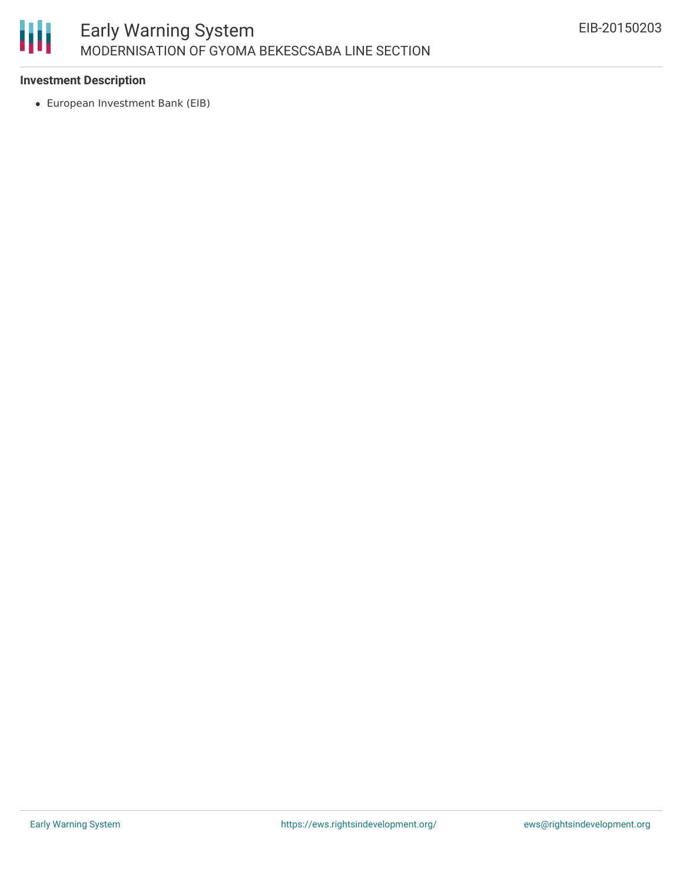### Investment Description

- European Investment Bank (EIB)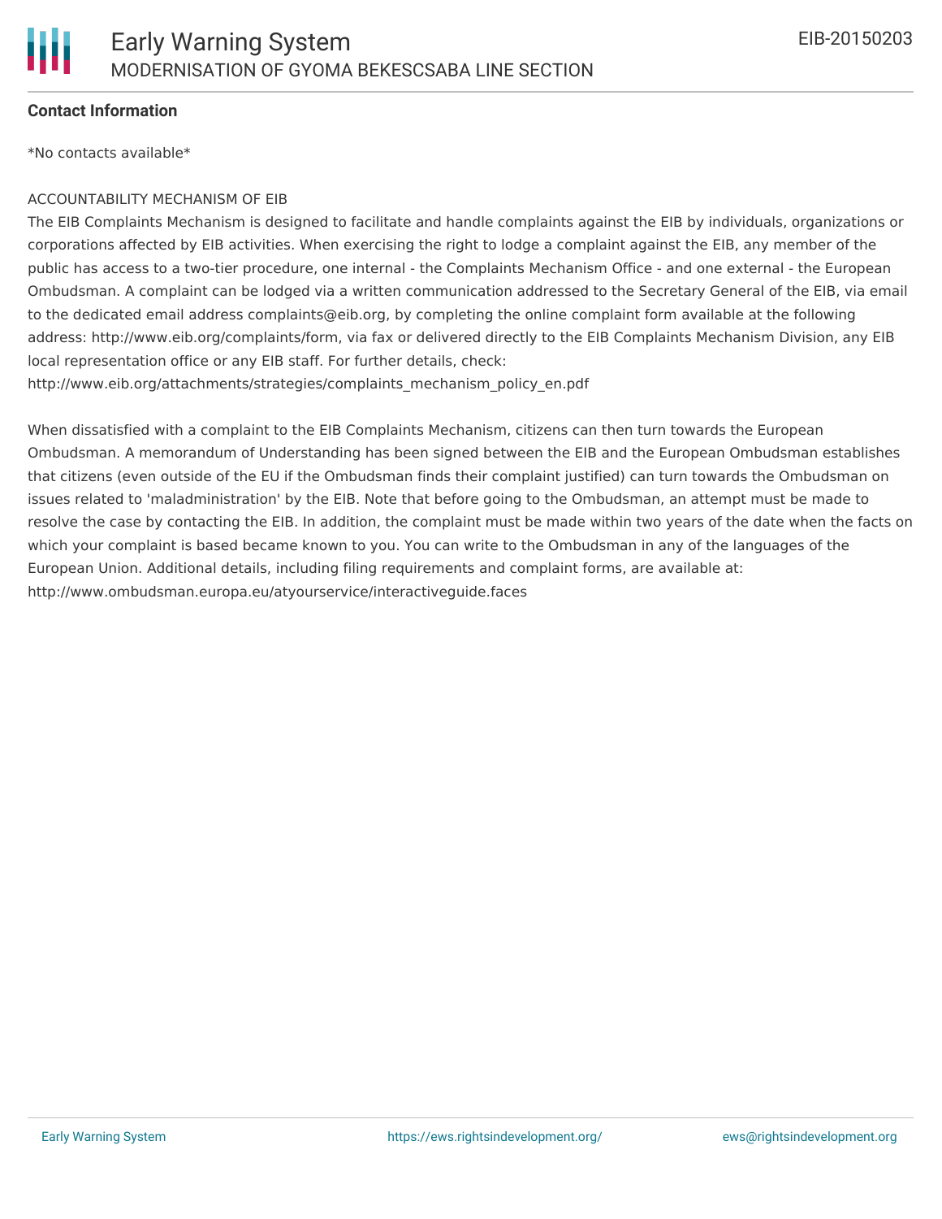**Contact Information**

*No contacts available*

ACCOUNTABILITY MECHANISM OF EIB

The EIB Complaints Mechanism is designed to facilitate and handle complaints against the EIB by individuals, organizations or corporations affected by EIB activities. When exercising the right to lodge a complaint against the EIB, any member of the public has access to a two-tier procedure, one internal - the Complaints Mechanism Office - and one external - the European Ombudsman. A complaint can be lodged via a written communication addressed to the Secretary General of the EIB, via email to the dedicated email address complaints@eib.org, by completing the online complaint form available at the following address: http://www.eib.org/complaints/form, via fax or delivered directly to the EIB Complaints Mechanism Division, any EIB local representation office or any EIB staff. For further details, check: http://www.eib.org/attachments/strategies/complaints_mechanism_policy_en.pdf

When dissatisfied with a complaint to the EIB Complaints Mechanism, citizens can then turn towards the European Ombudsman. A memorandum of Understanding has been signed between the EIB and the European Ombudsman establishes that citizens (even outside of the EU if the Ombudsman finds their complaint justified) can turn towards the Ombudsman on issues related to 'maladministration' by the EIB. Note that before going to the Ombudsman, an attempt must be made to resolve the case by contacting the EIB. In addition, the complaint must be made within two years of the date when the facts on which your complaint is based became known to you. You can write to the Ombudsman in any of the languages of the European Union. Additional details, including filing requirements and complaint forms, are available at: http://www.ombudsman.europa.eu/atyourservice/interactiveguide.faces